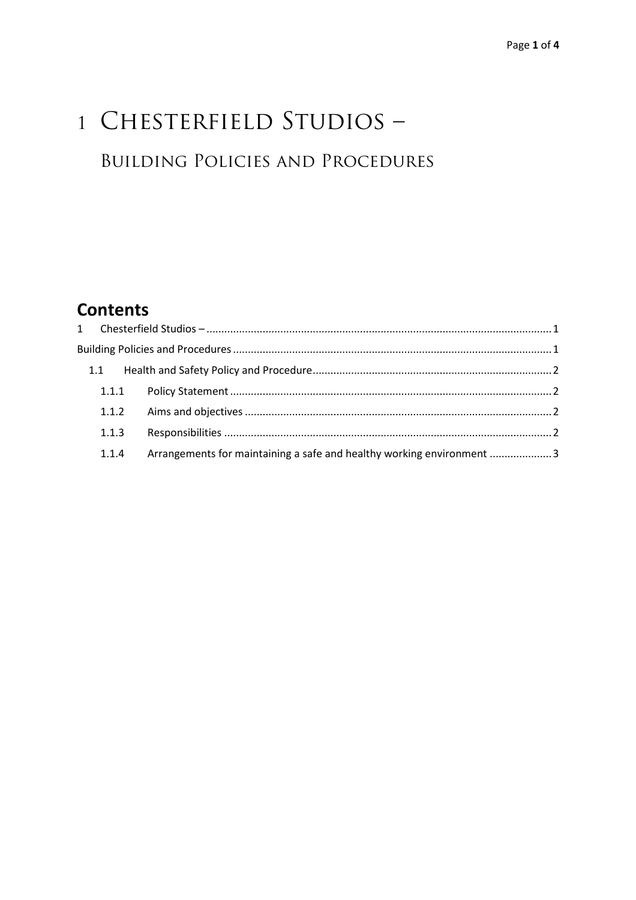# 1 Chesterfield Studios –

## Building Policies and Procedures

## Contents

1 Chesterfield Studios – ........................................ 1

Building Policies and Procedures ........................................ 1

- 1.1 Health and Safety Policy and Procedure ........................................ 2
  - 1.1.1 Policy Statement ........................................ 2
  - 1.1.2 Aims and objectives ........................................ 2
  - 1.1.3 Responsibilities ........................................ 2
  - 1.1.4 Arrangements for maintaining a safe and healthy working environment ........................................ 3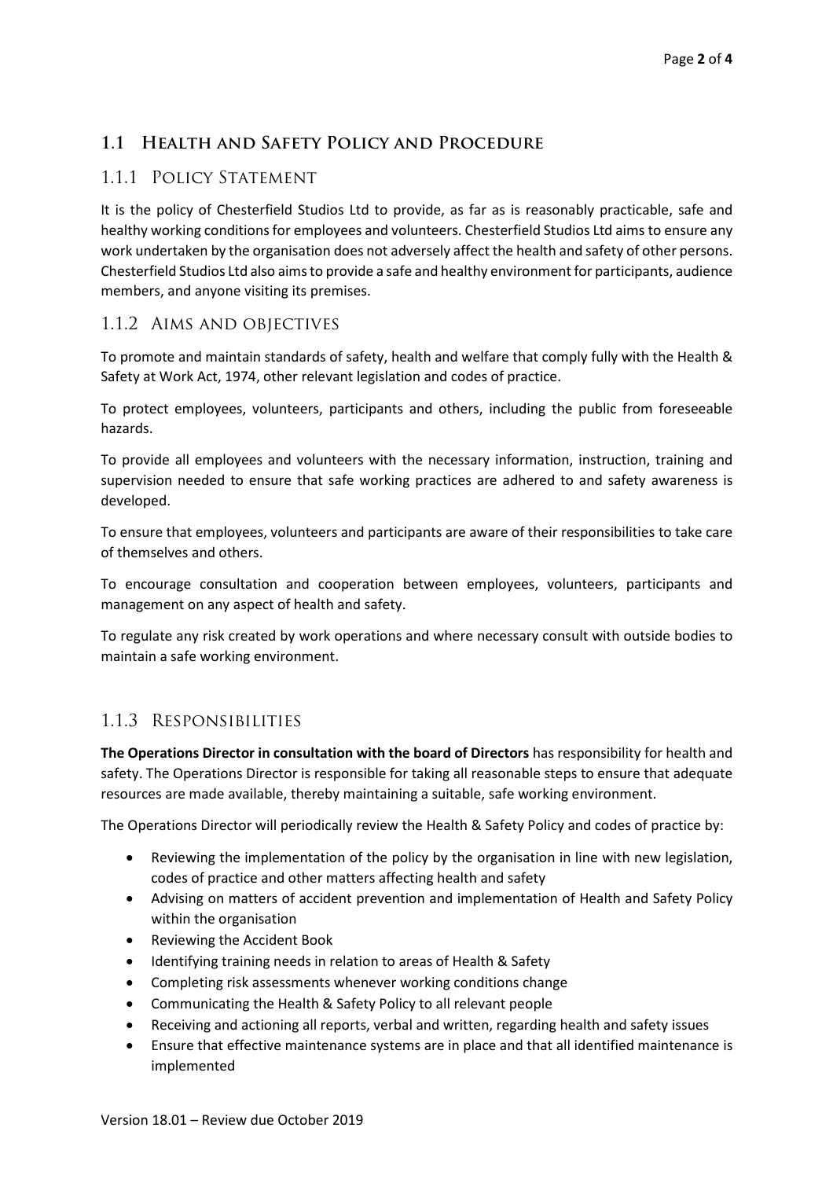## 1.1 Health and Safety Policy and Procedure

### 1.1.1 Policy Statement

It is the policy of Chesterfield Studios Ltd to provide, as far as is reasonably practicable, safe and healthy working conditions for employees and volunteers. Chesterfield Studios Ltd aims to ensure any work undertaken by the organisation does not adversely affect the health and safety of other persons. Chesterfield Studios Ltd also aims to provide a safe and healthy environment for participants, audience members, and anyone visiting its premises.

### 1.1.2 Aims and objectives

To promote and maintain standards of safety, health and welfare that comply fully with the Health & Safety at Work Act, 1974, other relevant legislation and codes of practice.

To protect employees, volunteers, participants and others, including the public from foreseeable hazards.

To provide all employees and volunteers with the necessary information, instruction, training and supervision needed to ensure that safe working practices are adhered to and safety awareness is developed.

To ensure that employees, volunteers and participants are aware of their responsibilities to take care of themselves and others.

To encourage consultation and cooperation between employees, volunteers, participants and management on any aspect of health and safety.

To regulate any risk created by work operations and where necessary consult with outside bodies to maintain a safe working environment.

### 1.1.3 Responsibilities

**The Operations Director in consultation with the board of Directors** has responsibility for health and safety. The Operations Director is responsible for taking all reasonable steps to ensure that adequate resources are made available, thereby maintaining a suitable, safe working environment.

The Operations Director will periodically review the Health & Safety Policy and codes of practice by:

- Reviewing the implementation of the policy by the organisation in line with new legislation, codes of practice and other matters affecting health and safety
- Advising on matters of accident prevention and implementation of Health and Safety Policy within the organisation
- Reviewing the Accident Book
- Identifying training needs in relation to areas of Health & Safety
- Completing risk assessments whenever working conditions change
- Communicating the Health & Safety Policy to all relevant people
- Receiving and actioning all reports, verbal and written, regarding health and safety issues
- Ensure that effective maintenance systems are in place and that all identified maintenance is implemented

Version 18.01 – Review due October 2019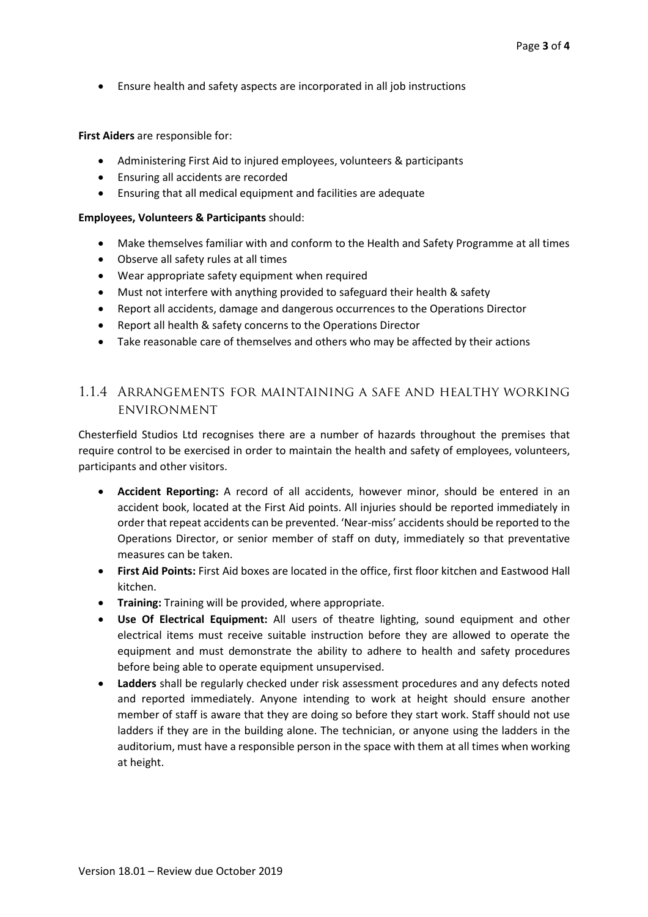- Ensure health and safety aspects are incorporated in all job instructions

**First Aiders** are responsible for:

- Administering First Aid to injured employees, volunteers & participants
- Ensuring all accidents are recorded
- Ensuring that all medical equipment and facilities are adequate

**Employees, Volunteers & Participants** should:

- Make themselves familiar with and conform to the Health and Safety Programme at all times
- Observe all safety rules at all times
- Wear appropriate safety equipment when required
- Must not interfere with anything provided to safeguard their health & safety
- Report all accidents, damage and dangerous occurrences to the Operations Director
- Report all health & safety concerns to the Operations Director
- Take reasonable care of themselves and others who may be affected by their actions

### 1.1.4 Arrangements for maintaining a safe and healthy working environment

Chesterfield Studios Ltd recognises there are a number of hazards throughout the premises that require control to be exercised in order to maintain the health and safety of employees, volunteers, participants and other visitors.

- **Accident Reporting:** A record of all accidents, however minor, should be entered in an accident book, located at the First Aid points. All injuries should be reported immediately in order that repeat accidents can be prevented. 'Near-miss' accidents should be reported to the Operations Director, or senior member of staff on duty, immediately so that preventative measures can be taken.
- **First Aid Points:** First Aid boxes are located in the office, first floor kitchen and Eastwood Hall kitchen.
- **Training:** Training will be provided, where appropriate.
- **Use Of Electrical Equipment:** All users of theatre lighting, sound equipment and other electrical items must receive suitable instruction before they are allowed to operate the equipment and must demonstrate the ability to adhere to health and safety procedures before being able to operate equipment unsupervised.
- **Ladders** shall be regularly checked under risk assessment procedures and any defects noted and reported immediately. Anyone intending to work at height should ensure another member of staff is aware that they are doing so before they start work. Staff should not use ladders if they are in the building alone. The technician, or anyone using the ladders in the auditorium, must have a responsible person in the space with them at all times when working at height.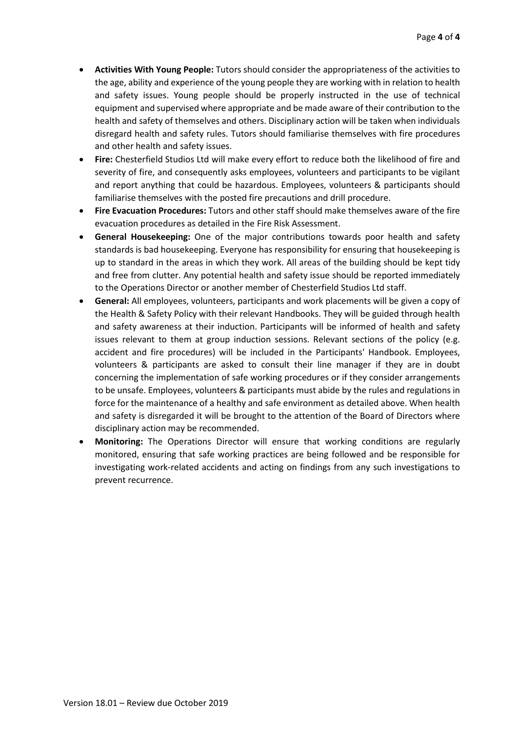- **Activities With Young People:** Tutors should consider the appropriateness of the activities to the age, ability and experience of the young people they are working with in relation to health and safety issues. Young people should be properly instructed in the use of technical equipment and supervised where appropriate and be made aware of their contribution to the health and safety of themselves and others. Disciplinary action will be taken when individuals disregard health and safety rules. Tutors should familiarise themselves with fire procedures and other health and safety issues.
- **Fire:** Chesterfield Studios Ltd will make every effort to reduce both the likelihood of fire and severity of fire, and consequently asks employees, volunteers and participants to be vigilant and report anything that could be hazardous. Employees, volunteers & participants should familiarise themselves with the posted fire precautions and drill procedure.
- **Fire Evacuation Procedures:** Tutors and other staff should make themselves aware of the fire evacuation procedures as detailed in the Fire Risk Assessment.
- **General Housekeeping:** One of the major contributions towards poor health and safety standards is bad housekeeping. Everyone has responsibility for ensuring that housekeeping is up to standard in the areas in which they work. All areas of the building should be kept tidy and free from clutter. Any potential health and safety issue should be reported immediately to the Operations Director or another member of Chesterfield Studios Ltd staff.
- **General:** All employees, volunteers, participants and work placements will be given a copy of the Health & Safety Policy with their relevant Handbooks. They will be guided through health and safety awareness at their induction. Participants will be informed of health and safety issues relevant to them at group induction sessions. Relevant sections of the policy (e.g. accident and fire procedures) will be included in the Participants' Handbook. Employees, volunteers & participants are asked to consult their line manager if they are in doubt concerning the implementation of safe working procedures or if they consider arrangements to be unsafe. Employees, volunteers & participants must abide by the rules and regulations in force for the maintenance of a healthy and safe environment as detailed above. When health and safety is disregarded it will be brought to the attention of the Board of Directors where disciplinary action may be recommended.
- **Monitoring:** The Operations Director will ensure that working conditions are regularly monitored, ensuring that safe working practices are being followed and be responsible for investigating work-related accidents and acting on findings from any such investigations to prevent recurrence.

Version 18.01 – Review due October 2019